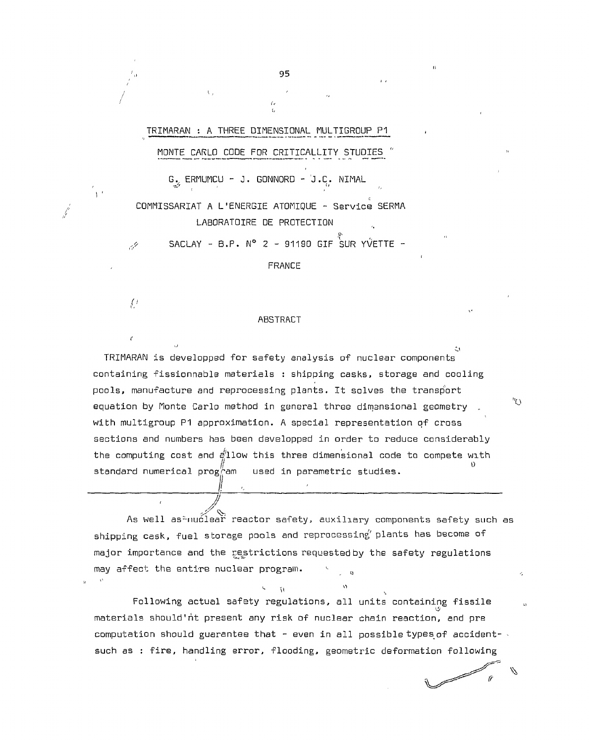# TRIMARAN : A THREE DIMENSIONAL MULTIGROUP P1 MONTE CARLO CODE FOR CRITICALLITY STUDIES

G. ERMUMCU - J. GONNORD - J.C. NIMAL

COMMISSARIAT A L'ENERGIE ATOMIQUE - Service SERMA

LABORATOIRE DE PROTECTION

SACLAY - B.P. N° 2 - 91190 GIF SUR YVETTE -

FRANCE

## ABSTRACT

TRIMARAN is developped for safety analysis of nuclear components containing fissionnable materials : shipping casks, storage and cooling pools, manufacture and reprocessing plants. It solves the transport equation by Monte Carlo method in general three dimensional geometry with multigroup P1 approximation. A special representation of cross sections and numbers has been developped in order to reduce considerably the computing cost and allow this three dimensional code to compete with standard numerical program used in parametric studies.

---

As well as nuclear reactor safety, auxiliary components safety such as shipping cask, fuel storage pools and reprocessing plants has become of major importance and the restrictions requested by the safety regulations may affect the entire nuclear program.

Following actual safety regulations, all units containing fissile materials should'nt present any risk of nuclear chain reaction, and pre computation should guarantee that - even in all possible types of accident- such as : fire, handling error, flooding, geometric deformation following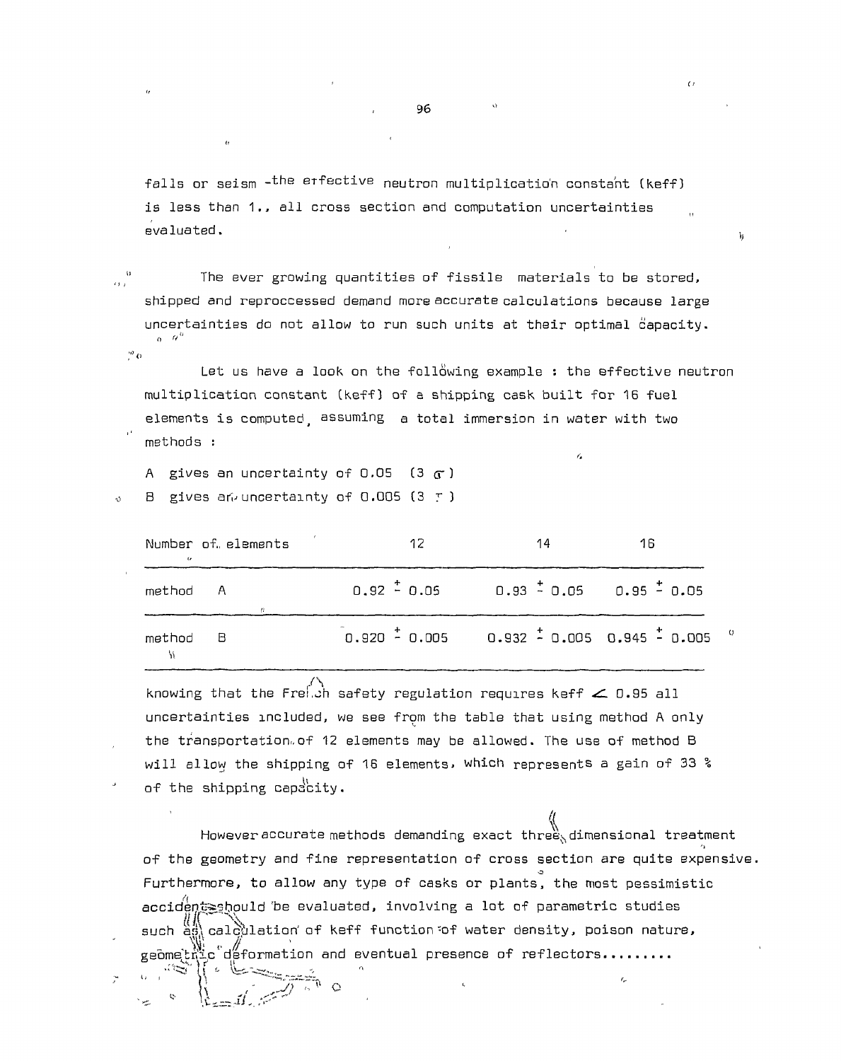falls or seism -the effective neutron multiplication constant (keff) is less than 1., all cross section and computation uncertainties evaluated.

The ever growing quantities of fissile materials to be stored, shipped and reproccessed demand more accurate calculations because large uncertainties do not allow to run such units at their optimal capacity.

Let us have a look on the following example : the effective neutron multiplication constant (keff) of a shipping cask built for 16 fuel elements is computed, assuming a total immersion in water with two methods :

A gives an uncertainty of 0.05 (3 $\sigma$)

B gives an uncertainty of 0.005 (3 $\sigma$)

| Number of elements | 12 | 14 | 16 |
|---|---|---|---|
| method A | $0.92 \pm 0.05$ | $0.93 \pm 0.05$ | $0.95 \pm 0.05$ |
| method B | $0.920 \pm 0.005$ | $0.932 \pm 0.005$ | $0.945 \pm 0.005$ |

knowing that the French safety regulation requires keff $<$ 0.95 all uncertainties included, we see from the table that using method A only the transportation of 12 elements may be allowed. The use of method B will allow the shipping of 16 elements, which represents a gain of 33 % of the shipping capacity.

However accurate methods demanding exact three dimensional treatment of the geometry and fine representation of cross section are quite expensive. Furthermore, to allow any type of casks or plants, the most pessimistic accident should be evaluated, involving a lot of parametric studies such as calculation of keff function of water density, poison nature, geometric deformation and eventual presence of reflectors.........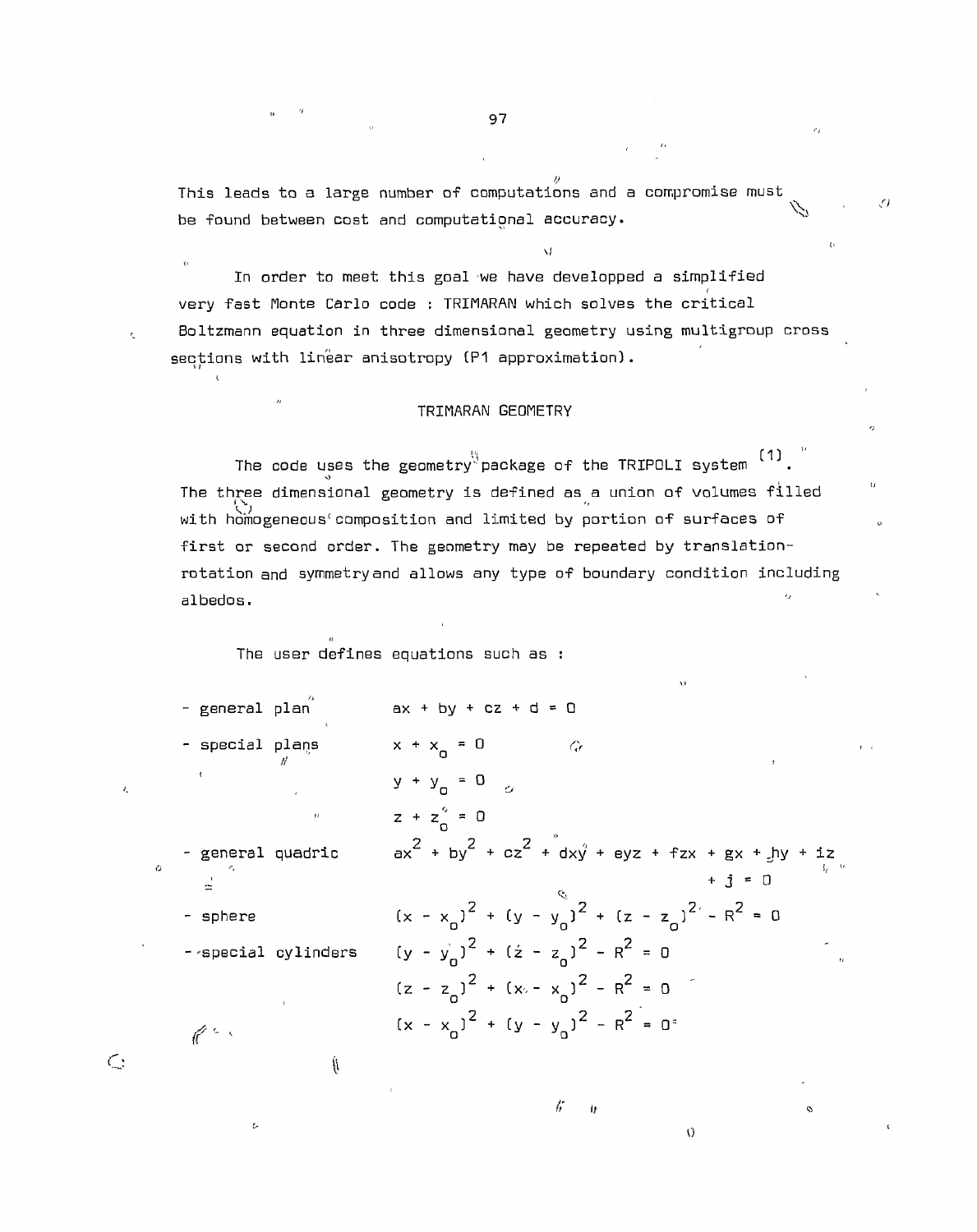This leads to a large number of computations and a compromise must be found between cost and computational accuracy.

In order to meet this goal we have developped a simplified very fast Monte Carlo code : TRIMARAN which solves the critical Boltzmann equation in three dimensional geometry using multigroup cross sections with linear anisotropy (P1 approximation).

## TRIMARAN GEOMETRY

The code uses the geometry package of the TRIPOLI system [1]. The three dimensional geometry is defined as a union of volumes filled with homogeneous composition and limited by portion of surfaces of first or second order. The geometry may be repeated by translation-rotation and symmetry and allows any type of boundary condition including albedos.

The user defines equations such as :

- general plan $\quad ax + by + cz + d = 0$
- special plans
  $$x + x_0 = 0$$
  $$y + y_0 = 0$$
  $$z + z_0 = 0$$
- general quadric
  $$ax^2 + by^2 + cz^2 + dxy + eyz + fzx + gx + hy + iz + j = 0$$
- sphere
  $$(x - x_0)^2 + (y - y_0)^2 + (z - z_0)^2 - R^2 = 0$$
- special cylinders
  $$(y - y_0)^2 + (z - z_0)^2 - R^2 = 0$$
  $$(z - z_0)^2 + (x - x_0)^2 - R^2 = 0$$
  $$(x - x_0)^2 + (y - y_0)^2 - R^2 = 0$$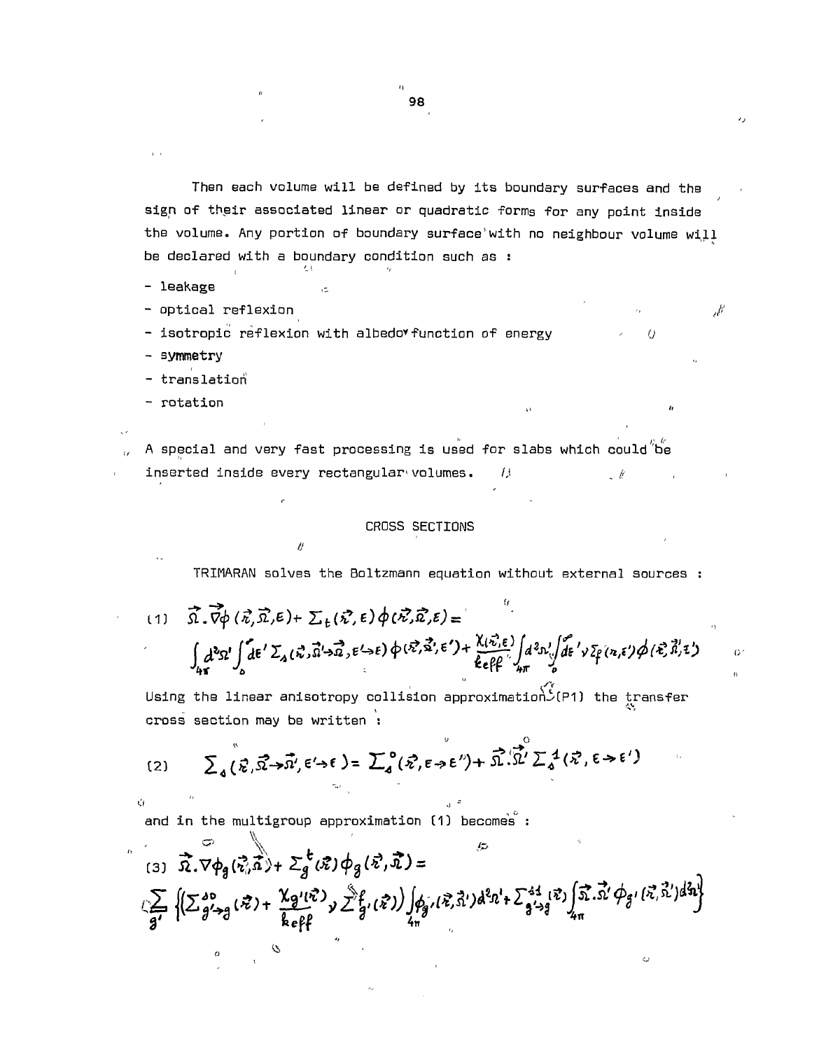Then each volume will be defined by its boundary surfaces and the sign of their associated linear or quadratic forms for any point inside the volume. Any portion of boundary surface with no neighbour volume will be declared with a boundary condition such as :

- leakage
- optical reflexion
- isotropic reflexion with albedo function of energy
- symmetry
- translation
- rotation

A special and very fast processing is used for slabs which could be inserted inside every rectangular volumes.

## CROSS SECTIONS

TRIMARAN solves the Boltzmann equation without external sources :

$$
(1) \quad \vec{\Omega}.\vec{\nabla}\phi(\vec{r},\vec{\Omega},E) + \Sigma_t(\vec{r},E)\,\phi(\vec{r},\vec{\Omega},E) = \int_{4\pi} d^2\Omega' \int_0^{\infty} dE'\, \Sigma_s(\vec{r},\vec{\Omega}'\rightarrow\vec{\Omega},E'\rightarrow E)\,\phi(\vec{r},\vec{\Omega}',E') + \frac{\chi(\vec{r},E)}{k_{eff}} \int_{4\pi} d^2\Omega' \int_0^{\infty} dE'\,\nu\Sigma_f(\vec{r},E')\,\phi(\vec{r},\vec{\Omega}',E')
$$

Using the linear anisotropy collision approximation (P1) the transfer cross section may be written :

$$
(2) \quad \Sigma_s(\vec{r},\vec{\Omega}\rightarrow\vec{\Omega}',E'\rightarrow E) = \Sigma_s^0(\vec{r},E\rightarrow E') + \vec{\Omega}.\vec{\Omega}'\,\Sigma_s^1(\vec{r},E\rightarrow E')
$$

and in the multigroup approximation (1) becomes :

$$
(3) \quad \vec{\Omega}.\nabla\phi_g(\vec{r},\vec{\Omega}) + \Sigma_g^t(\vec{r})\,\phi_g(\vec{r},\vec{\Omega}) = \sum_{g'} \left\{ \left( \Sigma_{g'\rightarrow g}^{s0}(\vec{r}) + \frac{\chi_{g'}(\vec{r})}{k_{eff}}\,\nu\Sigma_{g'}^{f}(\vec{r}) \right) \int_{4\pi} \phi_{g'}(\vec{r},\vec{\Omega}')\,d^2\Omega' + \Sigma_{g'\rightarrow g}^{s1}(\vec{r}) \int_{4\pi} \vec{\Omega}.\vec{\Omega}'\,\phi_{g'}(\vec{r},\vec{\Omega}')\,d^2\Omega' \right\}
$$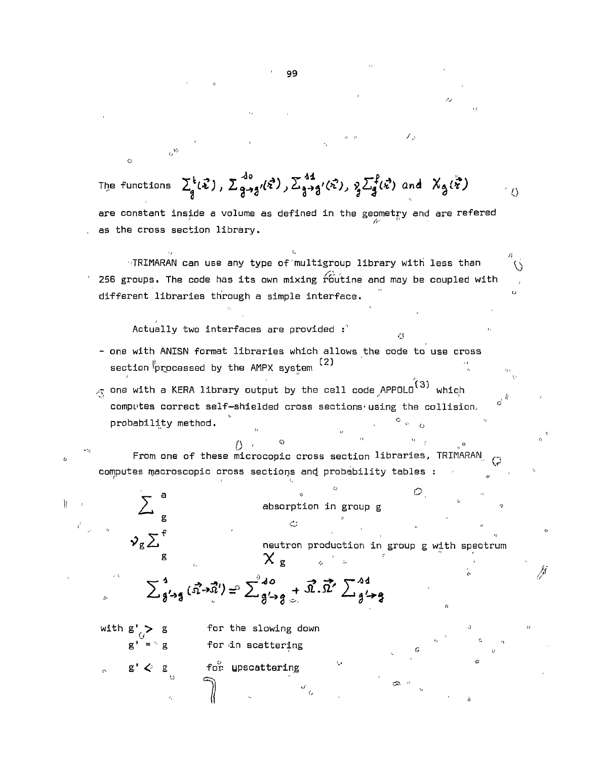The functions $\Sigma_g^t(\vec{r})$, $\Sigma_{g\to g'}^{s0}(\vec{r})$, $\Sigma_{g\to g'}^{s1}(\vec{r})$, $\nu_g\Sigma_g^f(\vec{r})$ and $\chi_g(\vec{r})$ are constant inside a volume as defined in the geometry and are refered as the cross section library.

TRIMARAN can use any type of multigroup library with less than 256 groups. The code has its own mixing routine and may be coupled with different libraries through a simple interface.

Actually two interfaces are provided :

- one with ANISN format libraries which allows the code to use cross section processed by the AMPX system [2]
- one with a KERA library output by the cell code APPOLO[3] which computes correct self-shielded cross sections using the collision probability method.

From one of these microcopic cross section libraries, TRIMARAN computes macroscopic cross sections and probability tables :

$\Sigma_g^a$ absorption in group g

$\nu_g \Sigma_g^f$ neutron production in group g with spectrum $\chi_g$

$$\Sigma_{g'\to g}^{s}(\vec{\Omega}\to\vec{\Omega}') = \Sigma_{g'\to g}^{s0} + \vec{\Omega}.\vec{\Omega}' \, \Sigma_{g'\to g}^{s1}$$

with $g' > g$ for the slowing down

$g' = g$ for in scattering

$g' < g$ for upscattering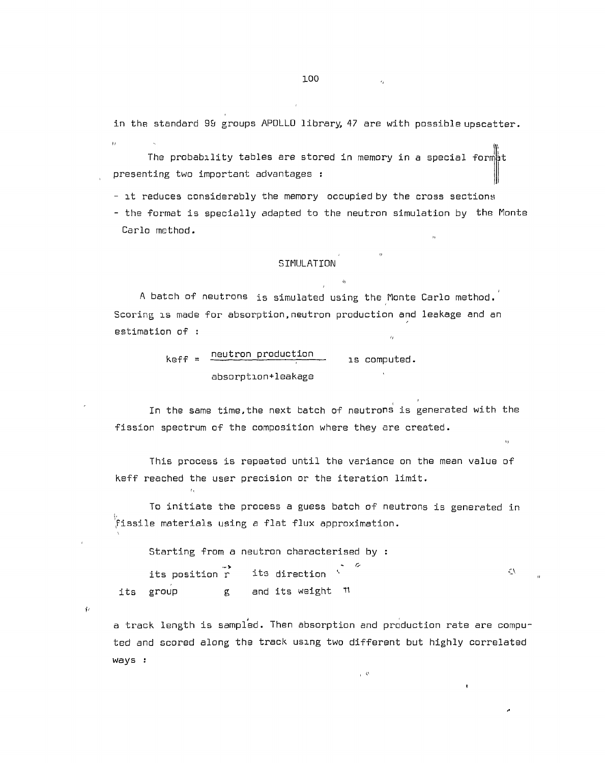in the standard 99 groups APOLLO library, 47 are with possible upscatter.

The probability tables are stored in memory in a special format presenting two important advantages :

- it reduces considerably the memory occupied by the cross sections
- the format is specially adapted to the neutron simulation by the Monte Carlo method.

## SIMULATION

A batch of neutrons is simulated using the Monte Carlo method. Scoring is made for absorption, neutron production and leakage and an estimation of :

$$k_{eff} = \frac{\text{neutron production}}{\text{absorption+leakage}} \quad \text{is computed.}$$

In the same time, the next batch of neutrons is generated with the fission spectrum of the composition where they are created.

This process is repeated until the variance on the mean value of keff reached the user precision or the iteration limit.

To initiate the process a guess batch of neutrons is generated in fissile materials using a flat flux approximation.

Starting from a neutron characterised by :

its position $\vec{r}$ its direction $\vec{\Omega}$

its group $g$ and its weight $\pi$

a track length is sampled. Then absorption and production rate are computed and scored along the track using two different but highly correlated ways :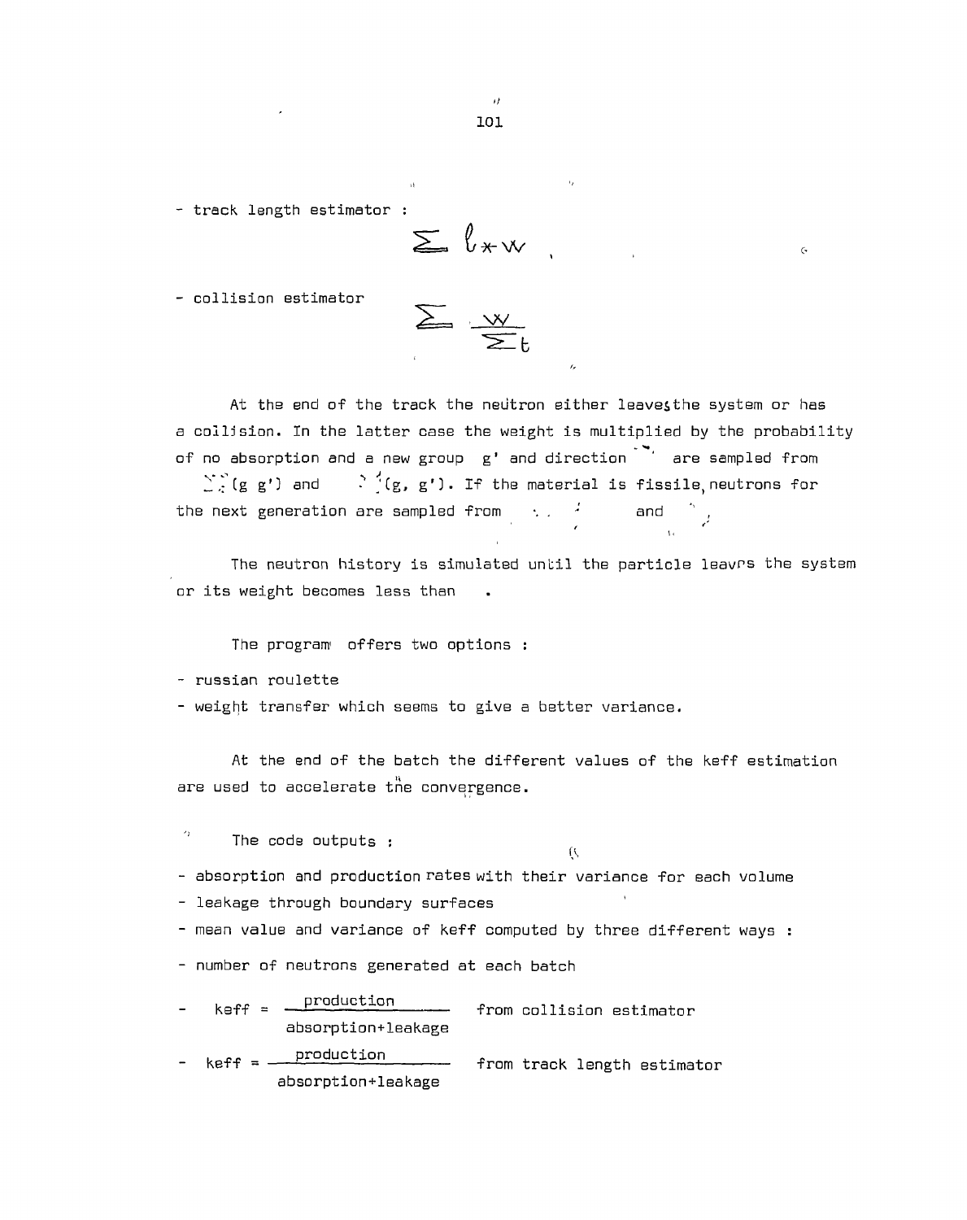- track length estimator :

$$\sum \ell * w$$

- collision estimator

$$\sum \frac{w}{\Sigma_t}$$

At the end of the track the neutron either leaves the system or has a collision. In the latter case the weight is multiplied by the probability of no absorption and a new group g' and direction are sampled from $\Sigma$ (g g') and (g, g'). If the material is fissile, neutrons for the next generation are sampled from and

The neutron history is simulated until the particle leavrs the system or its weight becomes less than .

The program offers two options :

- russian roulette
- weight transfer which seems to give a better variance.

At the end of the batch the different values of the keff estimation are used to accelerate the convergence.

The code outputs :

- absorption and production rates with their variance for each volume
- leakage through boundary surfaces
- mean value and variance of keff computed by three different ways :
- number of neutrons generated at each batch
- $\text{keff} = \dfrac{\text{production}}{\text{absorption+leakage}}$ from collision estimator
- $\text{keff} = \dfrac{\text{production}}{\text{absorption+leakage}}$ from track length estimator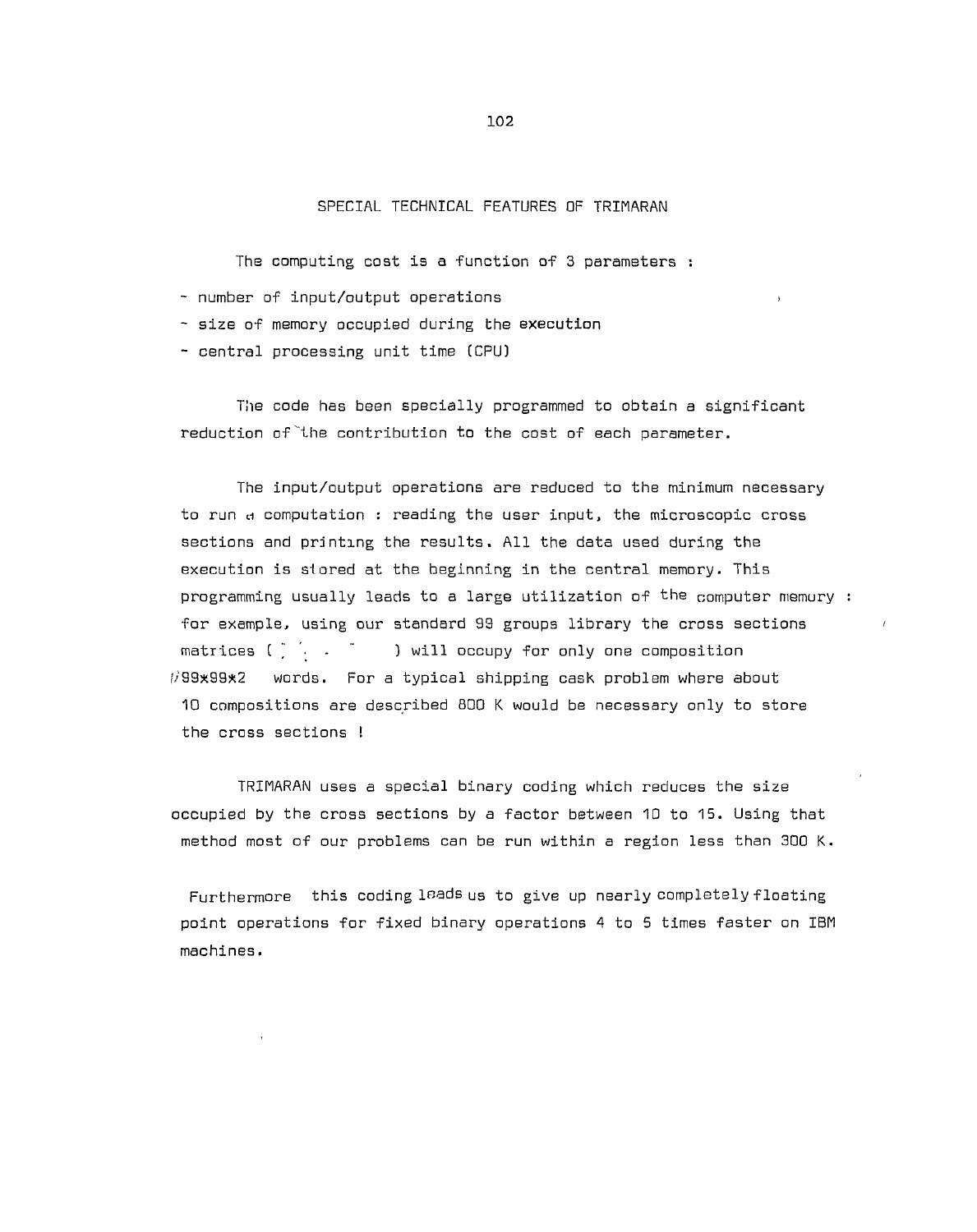## SPECIAL TECHNICAL FEATURES OF TRIMARAN

The computing cost is a function of 3 parameters :

- number of input/output operations
- size of memory occupied during the execution
- central processing unit time (CPU)

The code has been specially programmed to obtain a significant reduction of the contribution to the cost of each parameter.

The input/output operations are reduced to the minimum necessary to run a computation : reading the user input, the microscopic cross sections and printing the results. All the data used during the execution is stored at the beginning in the central memory. This programming usually leads to a large utilization of the computer memory : for example, using our standard 99 groups library the cross sections matrices ( ) will occupy for only one composition $\approx$99x99x2 words. For a typical shipping cask problem where about 10 compositions are described 800 K would be necessary only to store the cross sections !

TRIMARAN uses a special binary coding which reduces the size occupied by the cross sections by a factor between 10 to 15. Using that method most of our problems can be run within a region less than 300 K.

Furthermore this coding leads us to give up nearly completely floating point operations for fixed binary operations 4 to 5 times faster on IBM machines.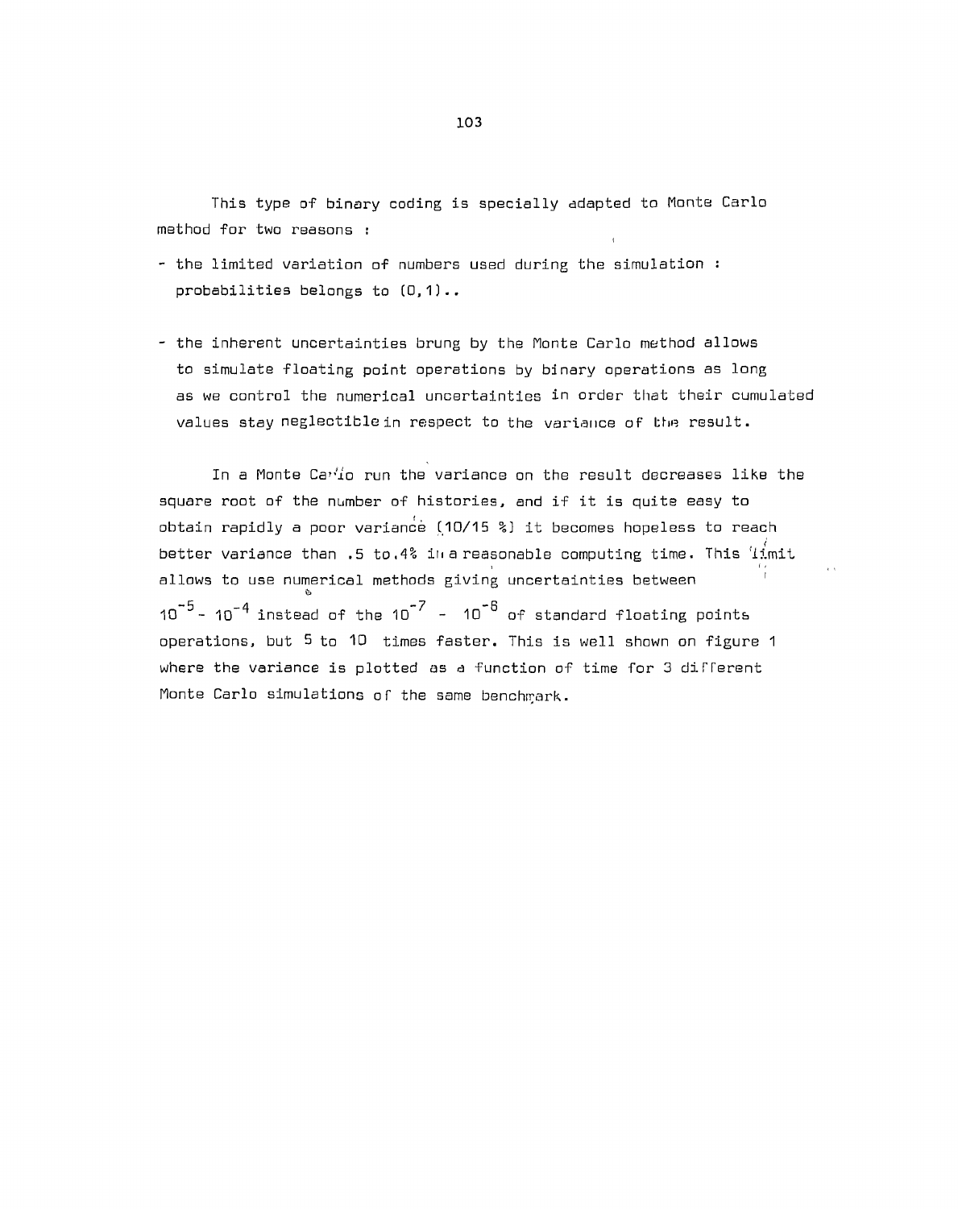This type of binary coding is specially adapted to Monte Carlo method for two reasons :

- the limited variation of numbers used during the simulation : probabilities belongs to (0,1)..

- the inherent uncertainties brung by the Monte Carlo method allows to simulate floating point operations by binary operations as long as we control the numerical uncertainties in order that their cumulated values stay neglectible in respect to the variance of the result.

In a Monte Carlo run the variance on the result decreases like the square root of the number of histories, and if it is quite easy to obtain rapidly a poor variance (10/15 %) it becomes hopeless to reach better variance than .5 to .4% in a reasonable computing time. This limit allows to use numerical methods giving uncertainties between $10^{-5}$ - $10^{-4}$ instead of the $10^{-7}$ - $10^{-6}$ of standard floating points operations, but 5 to 10 times faster. This is well shown on figure 1 where the variance is plotted as a function of time for 3 different Monte Carlo simulations of the same benchmark.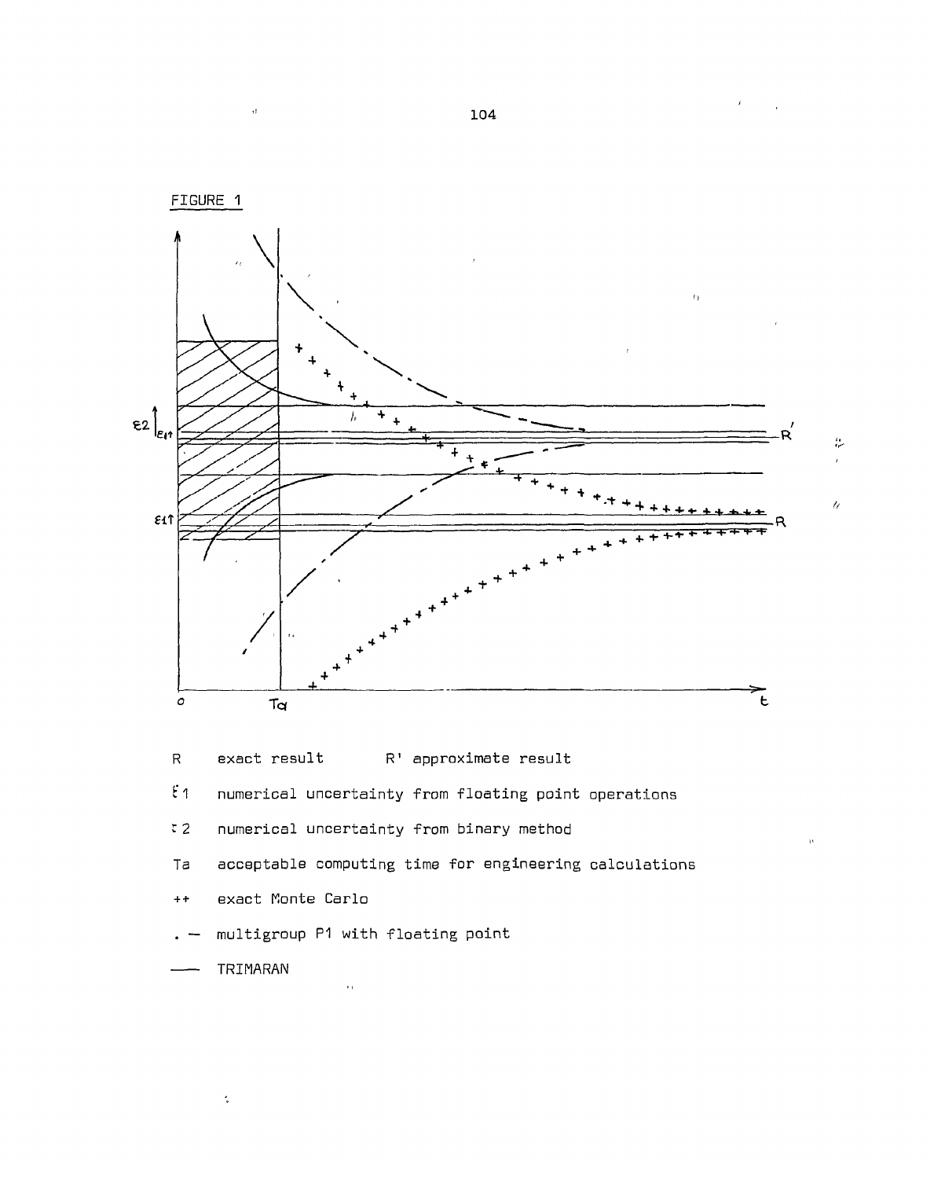FIGURE 1

R exact result R' approximate result

$\varepsilon 1$ numerical uncertainty from floating point operations

$\varepsilon 2$ numerical uncertainty from binary method

Ta acceptable computing time for engineering calculations

++ exact Monte Carlo

. — multigroup P1 with floating point

—— TRIMARAN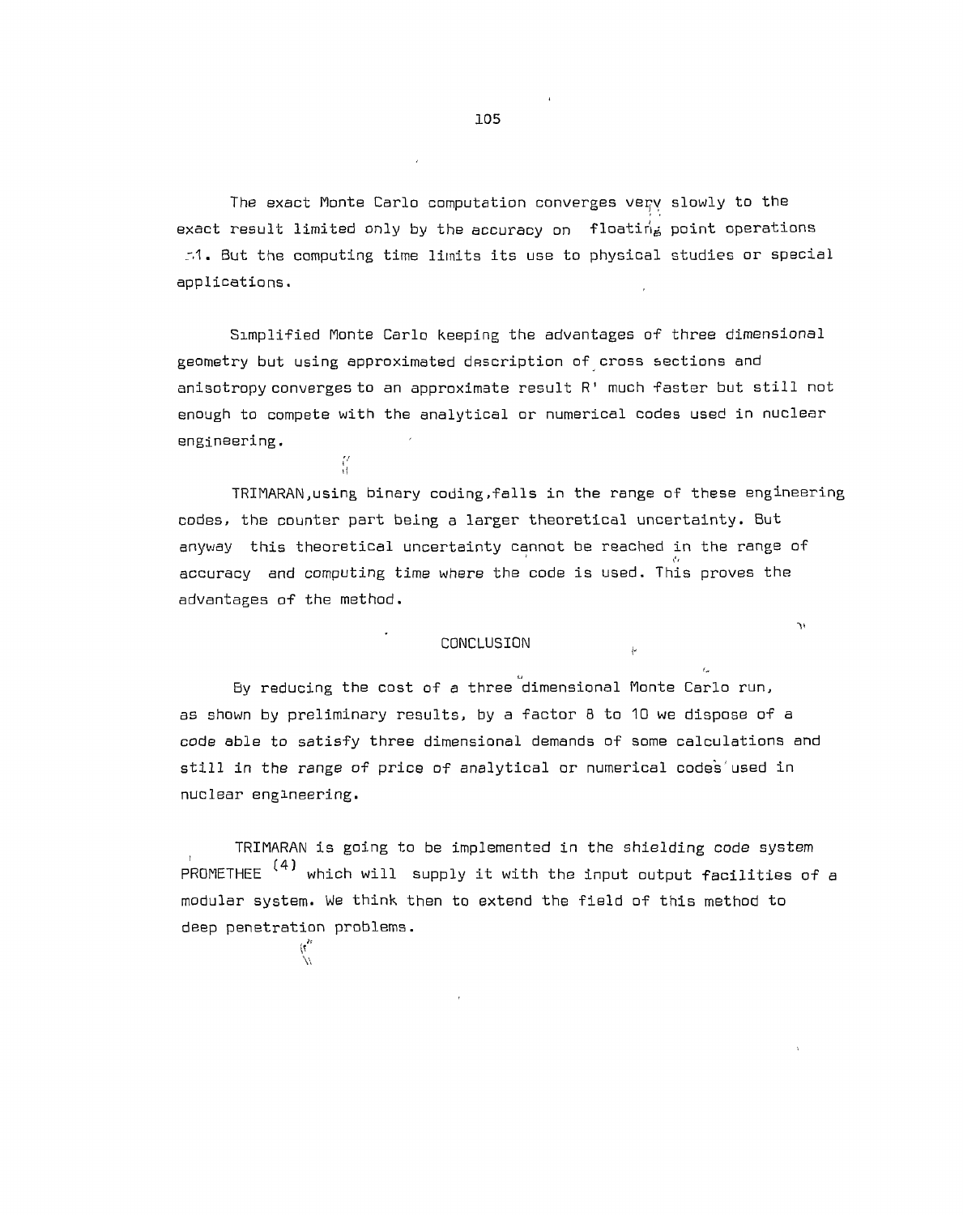The exact Monte Carlo computation converges very slowly to the exact result limited only by the accuracy on floating point operations .1. But the computing time limits its use to physical studies or special applications.

Simplified Monte Carlo keeping the advantages of three dimensional geometry but using approximated description of cross sections and anisotropy converges to an approximate result R' much faster but still not enough to compete with the analytical or numerical codes used in nuclear engineering.

TRIMARAN,using binary coding,falls in the range of these engineering codes, the counter part being a larger theoretical uncertainty. But anyway this theoretical uncertainty cannot be reached in the range of accuracy and computing time where the code is used. This proves the advantages of the method.

## CONCLUSION

By reducing the cost of a three dimensional Monte Carlo run, as shown by preliminary results, by a factor 8 to 10 we dispose of a code able to satisfy three dimensional demands of some calculations and still in the range of price of analytical or numerical codes used in nuclear engineering.

TRIMARAN is going to be implemented in the shielding code system PROMETHEE [4] which will supply it with the input output facilities of a modular system. We think then to extend the field of this method to deep penetration problems.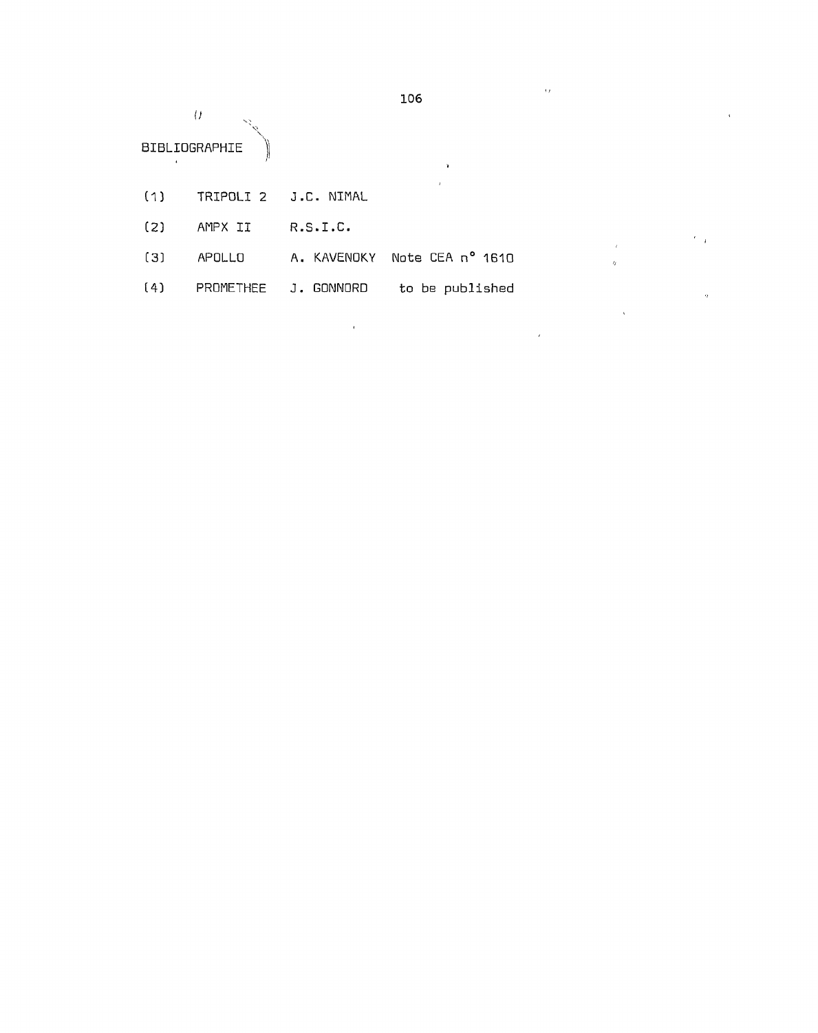## BIBLIOGRAPHIE

| | | | |
|---|---|---|---|
| (1) | TRIPOLI 2 | J.C. NIMAL | |
| (2) | AMPX II | R.S.I.C. | |
| (3) | APOLLO | A. KAVENOKY | Note CEA n° 1610 |
| (4) | PROMETHEE | J. GONNORD | to be published |